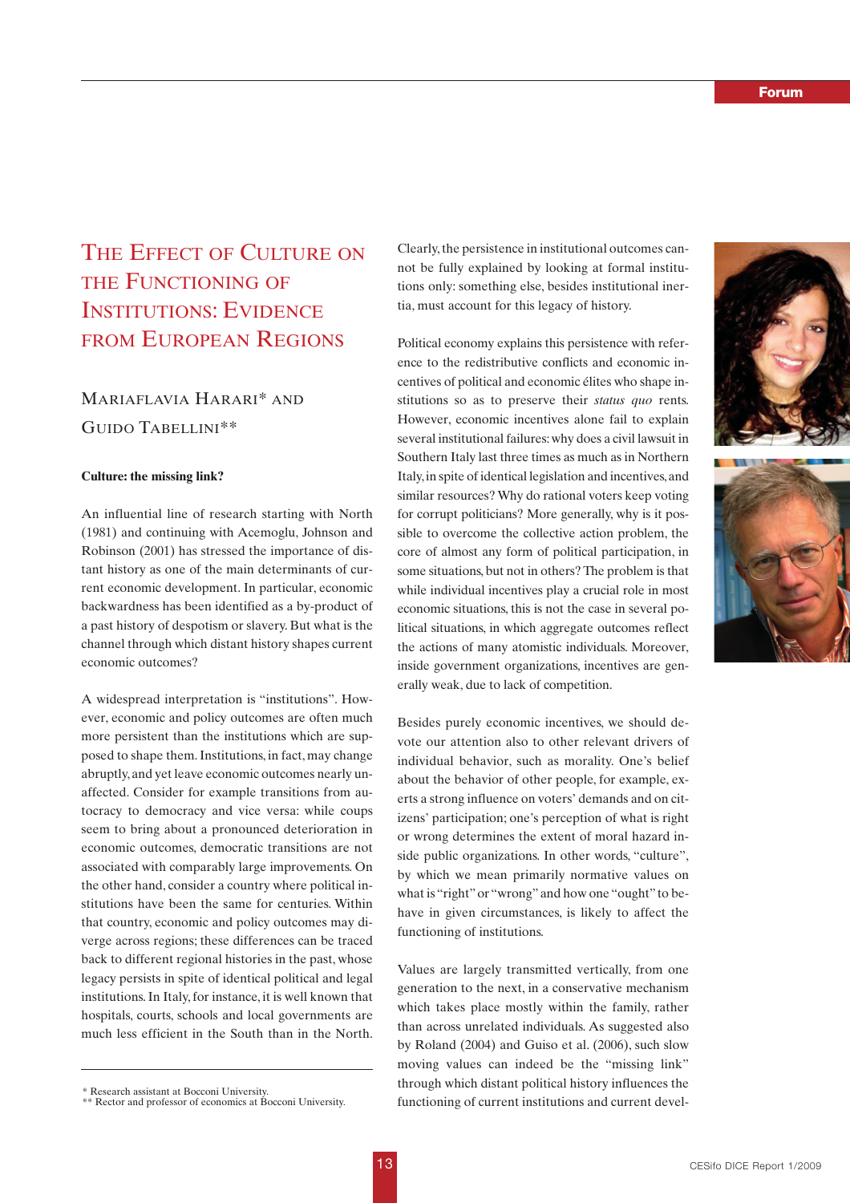# The Effect of Culture on the Functioning of Institutions: Evidence from European Regions

Mariaflavia Harari* and Guido Tabellini**

## Culture: the missing link?

An influential line of research starting with North (1981) and continuing with Acemoglu, Johnson and Robinson (2001) has stressed the importance of distant history as one of the main determinants of current economic development. In particular, economic backwardness has been identified as a by-product of a past history of despotism or slavery. But what is the channel through which distant history shapes current economic outcomes?

A widespread interpretation is "institutions". However, economic and policy outcomes are often much more persistent than the institutions which are supposed to shape them. Institutions, in fact, may change abruptly, and yet leave economic outcomes nearly unaffected. Consider for example transitions from autocracy to democracy and vice versa: while coups seem to bring about a pronounced deterioration in economic outcomes, democratic transitions are not associated with comparably large improvements. On the other hand, consider a country where political institutions have been the same for centuries. Within that country, economic and policy outcomes may diverge across regions; these differences can be traced back to different regional histories in the past, whose legacy persists in spite of identical political and legal institutions. In Italy, for instance, it is well known that hospitals, courts, schools and local governments are much less efficient in the South than in the North. Clearly, the persistence in institutional outcomes cannot be fully explained by looking at formal institutions only: something else, besides institutional inertia, must account for this legacy of history.

Political economy explains this persistence with reference to the redistributive conflicts and economic incentives of political and economic élites who shape institutions so as to preserve their *status quo* rents. However, economic incentives alone fail to explain several institutional failures: why does a civil lawsuit in Southern Italy last three times as much as in Northern Italy, in spite of identical legislation and incentives, and similar resources? Why do rational voters keep voting for corrupt politicians? More generally, why is it possible to overcome the collective action problem, the core of almost any form of political participation, in some situations, but not in others? The problem is that while individual incentives play a crucial role in most economic situations, this is not the case in several political situations, in which aggregate outcomes reflect the actions of many atomistic individuals. Moreover, inside government organizations, incentives are generally weak, due to lack of competition.

Besides purely economic incentives, we should devote our attention also to other relevant drivers of individual behavior, such as morality. One's belief about the behavior of other people, for example, exerts a strong influence on voters' demands and on citizens' participation; one's perception of what is right or wrong determines the extent of moral hazard inside public organizations. In other words, "culture", by which we mean primarily normative values on what is "right" or "wrong" and how one "ought" to behave in given circumstances, is likely to affect the functioning of institutions.

Values are largely transmitted vertically, from one generation to the next, in a conservative mechanism which takes place mostly within the family, rather than across unrelated individuals. As suggested also by Roland (2004) and Guiso et al. (2006), such slow moving values can indeed be the "missing link" through which distant political history influences the functioning of current institutions and current devel-

---

\* Research assistant at Bocconi University.
\*\* Rector and professor of economics at Bocconi University.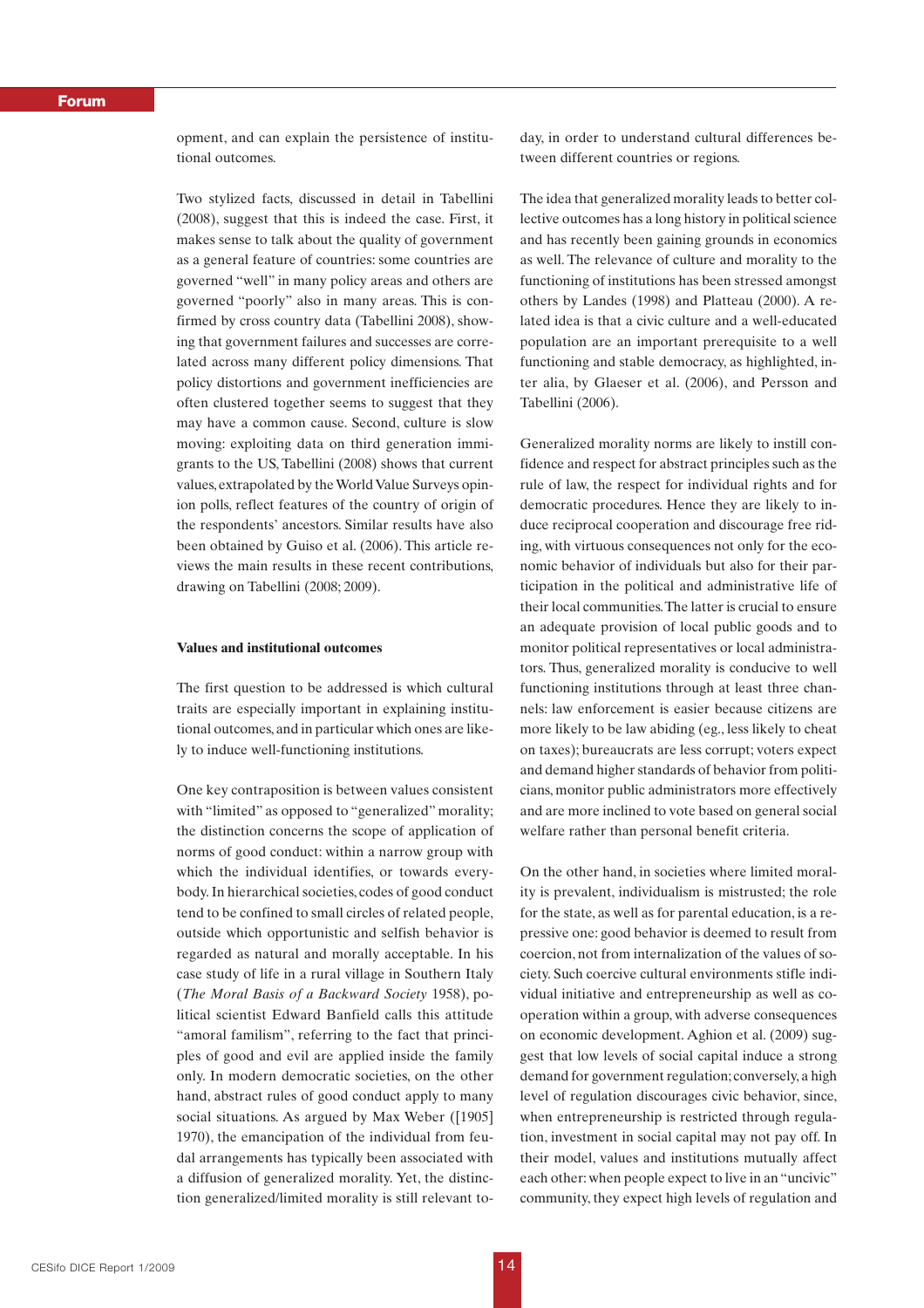opment, and can explain the persistence of institutional outcomes.

Two stylized facts, discussed in detail in Tabellini (2008), suggest that this is indeed the case. First, it makes sense to talk about the quality of government as a general feature of countries: some countries are governed "well" in many policy areas and others are governed "poorly" also in many areas. This is confirmed by cross country data (Tabellini 2008), showing that government failures and successes are correlated across many different policy dimensions. That policy distortions and government inefficiencies are often clustered together seems to suggest that they may have a common cause. Second, culture is slow moving: exploiting data on third generation immigrants to the US, Tabellini (2008) shows that current values, extrapolated by the World Value Surveys opinion polls, reflect features of the country of origin of the respondents' ancestors. Similar results have also been obtained by Guiso et al. (2006). This article reviews the main results in these recent contributions, drawing on Tabellini (2008; 2009).

**Values and institutional outcomes**

The first question to be addressed is which cultural traits are especially important in explaining institutional outcomes, and in particular which ones are likely to induce well-functioning institutions.

One key contraposition is between values consistent with "limited" as opposed to "generalized" morality; the distinction concerns the scope of application of norms of good conduct: within a narrow group with which the individual identifies, or towards everybody. In hierarchical societies, codes of good conduct tend to be confined to small circles of related people, outside which opportunistic and selfish behavior is regarded as natural and morally acceptable. In his case study of life in a rural village in Southern Italy (*The Moral Basis of a Backward Society* 1958), political scientist Edward Banfield calls this attitude "amoral familism", referring to the fact that principles of good and evil are applied inside the family only. In modern democratic societies, on the other hand, abstract rules of good conduct apply to many social situations. As argued by Max Weber ([1905] 1970), the emancipation of the individual from feudal arrangements has typically been associated with a diffusion of generalized morality. Yet, the distinction generalized/limited morality is still relevant today, in order to understand cultural differences between different countries or regions.

The idea that generalized morality leads to better collective outcomes has a long history in political science and has recently been gaining grounds in economics as well. The relevance of culture and morality to the functioning of institutions has been stressed amongst others by Landes (1998) and Platteau (2000). A related idea is that a civic culture and a well-educated population are an important prerequisite to a well functioning and stable democracy, as highlighted, inter alia, by Glaeser et al. (2006), and Persson and Tabellini (2006).

Generalized morality norms are likely to instill confidence and respect for abstract principles such as the rule of law, the respect for individual rights and for democratic procedures. Hence they are likely to induce reciprocal cooperation and discourage free riding, with virtuous consequences not only for the economic behavior of individuals but also for their participation in the political and administrative life of their local communities. The latter is crucial to ensure an adequate provision of local public goods and to monitor political representatives or local administrators. Thus, generalized morality is conducive to well functioning institutions through at least three channels: law enforcement is easier because citizens are more likely to be law abiding (eg., less likely to cheat on taxes); bureaucrats are less corrupt; voters expect and demand higher standards of behavior from politicians, monitor public administrators more effectively and are more inclined to vote based on general social welfare rather than personal benefit criteria.

On the other hand, in societies where limited morality is prevalent, individualism is mistrusted; the role for the state, as well as for parental education, is a repressive one: good behavior is deemed to result from coercion, not from internalization of the values of society. Such coercive cultural environments stifle individual initiative and entrepreneurship as well as cooperation within a group, with adverse consequences on economic development. Aghion et al. (2009) suggest that low levels of social capital induce a strong demand for government regulation; conversely, a high level of regulation discourages civic behavior, since, when entrepreneurship is restricted through regulation, investment in social capital may not pay off. In their model, values and institutions mutually affect each other: when people expect to live in an "uncivic" community, they expect high levels of regulation and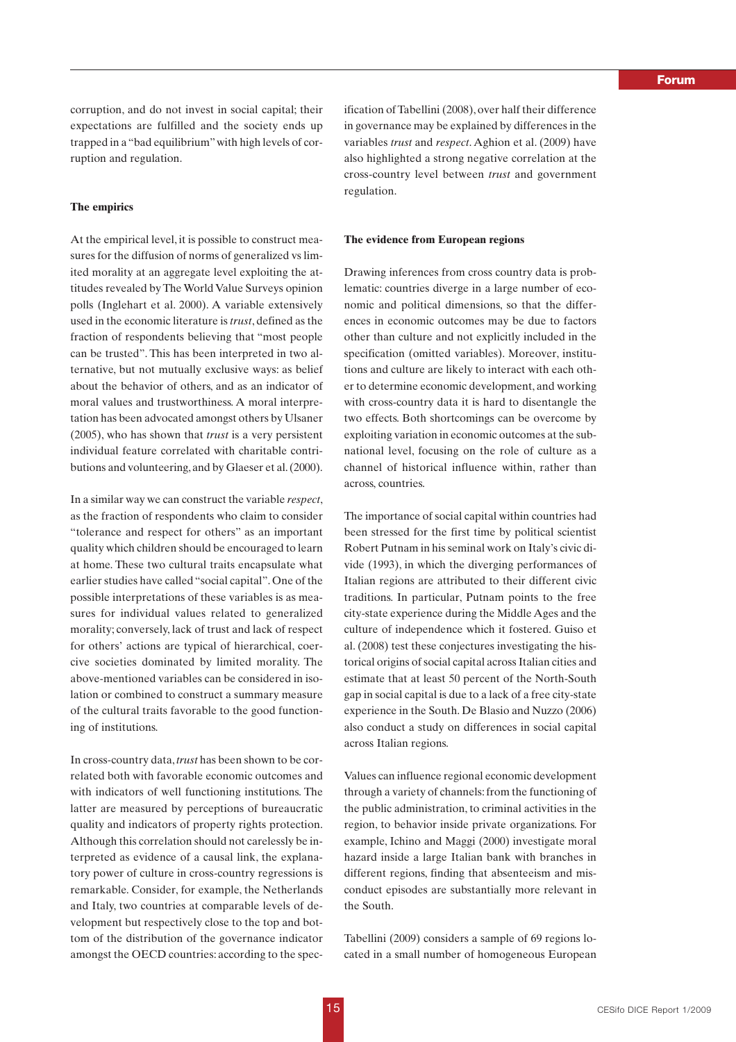corruption, and do not invest in social capital; their expectations are fulfilled and the society ends up trapped in a "bad equilibrium" with high levels of corruption and regulation.

## The empirics

At the empirical level, it is possible to construct measures for the diffusion of norms of generalized vs limited morality at an aggregate level exploiting the attitudes revealed by The World Value Surveys opinion polls (Inglehart et al. 2000). A variable extensively used in the economic literature is *trust*, defined as the fraction of respondents believing that "most people can be trusted". This has been interpreted in two alternative, but not mutually exclusive ways: as belief about the behavior of others, and as an indicator of moral values and trustworthiness. A moral interpretation has been advocated amongst others by Ulsaner (2005), who has shown that *trust* is a very persistent individual feature correlated with charitable contributions and volunteering, and by Glaeser et al. (2000).

In a similar way we can construct the variable *respect*, as the fraction of respondents who claim to consider "tolerance and respect for others" as an important quality which children should be encouraged to learn at home. These two cultural traits encapsulate what earlier studies have called "social capital". One of the possible interpretations of these variables is as measures for individual values related to generalized morality; conversely, lack of trust and lack of respect for others' actions are typical of hierarchical, coercive societies dominated by limited morality. The above-mentioned variables can be considered in isolation or combined to construct a summary measure of the cultural traits favorable to the good functioning of institutions.

In cross-country data, *trust* has been shown to be correlated both with favorable economic outcomes and with indicators of well functioning institutions. The latter are measured by perceptions of bureaucratic quality and indicators of property rights protection. Although this correlation should not carelessly be interpreted as evidence of a causal link, the explanatory power of culture in cross-country regressions is remarkable. Consider, for example, the Netherlands and Italy, two countries at comparable levels of development but respectively close to the top and bottom of the distribution of the governance indicator amongst the OECD countries: according to the specification of Tabellini (2008), over half their difference in governance may be explained by differences in the variables *trust* and *respect*. Aghion et al. (2009) have also highlighted a strong negative correlation at the cross-country level between *trust* and government regulation.

## The evidence from European regions

Drawing inferences from cross country data is problematic: countries diverge in a large number of economic and political dimensions, so that the differences in economic outcomes may be due to factors other than culture and not explicitly included in the specification (omitted variables). Moreover, institutions and culture are likely to interact with each other to determine economic development, and working with cross-country data it is hard to disentangle the two effects. Both shortcomings can be overcome by exploiting variation in economic outcomes at the subnational level, focusing on the role of culture as a channel of historical influence within, rather than across, countries.

The importance of social capital within countries had been stressed for the first time by political scientist Robert Putnam in his seminal work on Italy's civic divide (1993), in which the diverging performances of Italian regions are attributed to their different civic traditions. In particular, Putnam points to the free city-state experience during the Middle Ages and the culture of independence which it fostered. Guiso et al. (2008) test these conjectures investigating the historical origins of social capital across Italian cities and estimate that at least 50 percent of the North-South gap in social capital is due to a lack of a free city-state experience in the South. De Blasio and Nuzzo (2006) also conduct a study on differences in social capital across Italian regions.

Values can influence regional economic development through a variety of channels: from the functioning of the public administration, to criminal activities in the region, to behavior inside private organizations. For example, Ichino and Maggi (2000) investigate moral hazard inside a large Italian bank with branches in different regions, finding that absenteeism and misconduct episodes are substantially more relevant in the South.

Tabellini (2009) considers a sample of 69 regions located in a small number of homogeneous European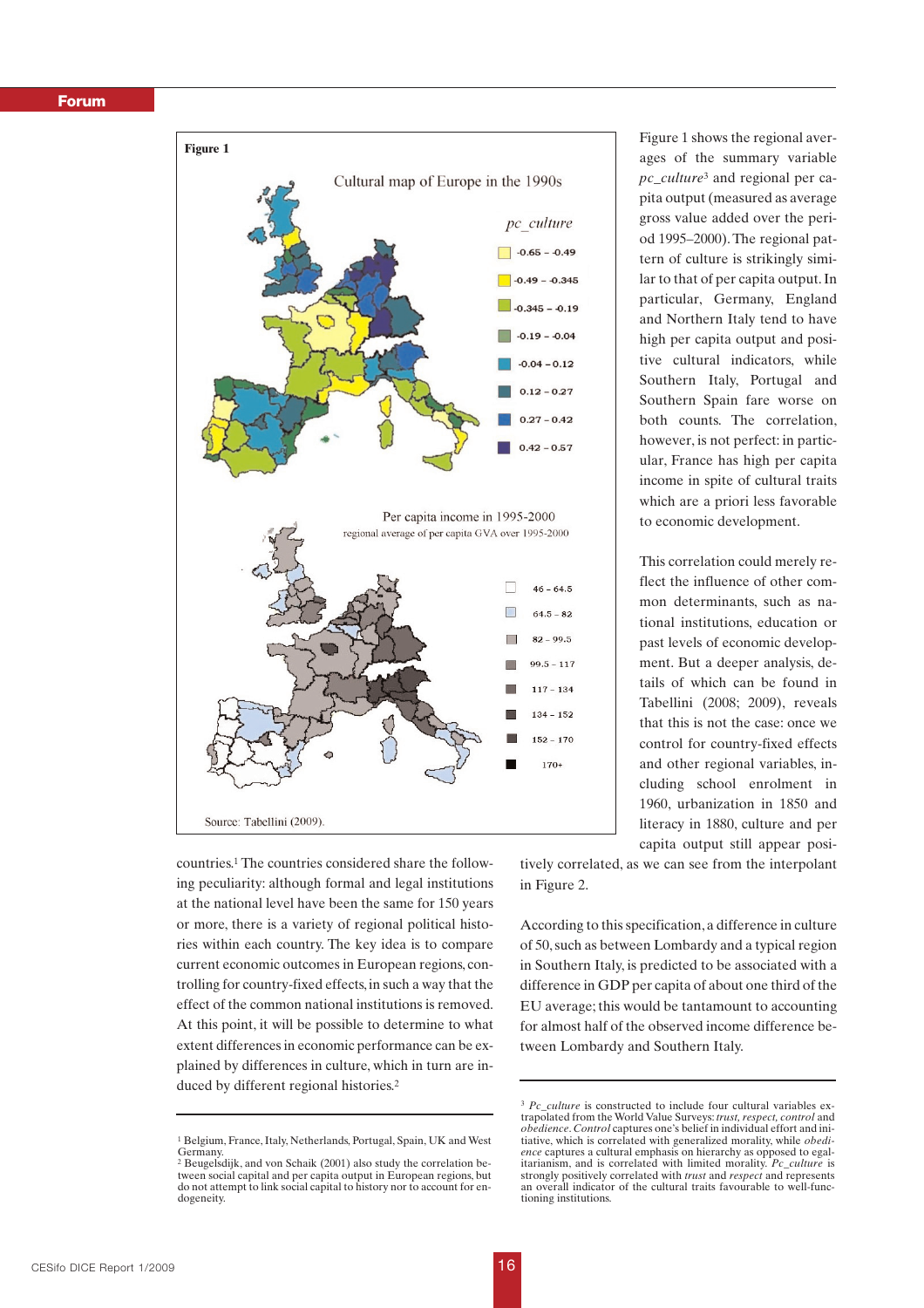**Figure 1**

Cultural map of Europe in the 1990s

*pc_culture*

- -0.65 – -0.49
- -0.49 – -0.345
- -0.345 – -0.19
- -0.19 – -0.04
- -0.04 – 0.12
- 0.12 – 0.27
- 0.27 – 0.42
- 0.42 – 0.57

Per capita income in 1995-2000
regional average of per capita GVA over 1995-2000

- 46 – 64.5
- 64.5 – 82
- 82 – 99.5
- 99.5 – 117
- 117 – 134
- 134 – 152
- 152 – 170
- 170+

Source: Tabellini (2009).

countries.[1] The countries considered share the following peculiarity: although formal and legal institutions at the national level have been the same for 150 years or more, there is a variety of regional political histories within each country. The key idea is to compare current economic outcomes in European regions, controlling for country-fixed effects, in such a way that the effect of the common national institutions is removed. At this point, it will be possible to determine to what extent differences in economic performance can be explained by differences in culture, which in turn are induced by different regional histories.[2]

Figure 1 shows the regional averages of the summary variable *pc_culture*[3] and regional per capita output (measured as average gross value added over the period 1995–2000). The regional pattern of culture is strikingly similar to that of per capita output. In particular, Germany, England and Northern Italy tend to have high per capita output and positive cultural indicators, while Southern Italy, Portugal and Southern Spain fare worse on both counts. The correlation, however, is not perfect: in particular, France has high per capita income in spite of cultural traits which are a priori less favorable to economic development.

This correlation could merely reflect the influence of other common determinants, such as national institutions, education or past levels of economic development. But a deeper analysis, details of which can be found in Tabellini (2008; 2009), reveals that this is not the case: once we control for country-fixed effects and other regional variables, including school enrolment in 1960, urbanization in 1850 and literacy in 1880, culture and per capita output still appear positively correlated, as we can see from the interpolant in Figure 2.

According to this specification, a difference in culture of 50, such as between Lombardy and a typical region in Southern Italy, is predicted to be associated with a difference in GDP per capita of about one third of the EU average; this would be tantamount to accounting for almost half of the observed income difference between Lombardy and Southern Italy.

---

[1] Belgium, France, Italy, Netherlands, Portugal, Spain, UK and West Germany.

[2] Beugelsdijk, and von Schaik (2001) also study the correlation between social capital and per capita output in European regions, but do not attempt to link social capital to history nor to account for endogeneity.

[3] *Pc_culture* is constructed to include four cultural variables extrapolated from the World Value Surveys: *trust, respect, control* and *obedience*. *Control* captures one's belief in individual effort and initiative, which is correlated with generalized morality, while *obedience* captures a cultural emphasis on hierarchy as opposed to egalitarianism, and is correlated with limited morality. *Pc_culture* is strongly positively correlated with *trust* and *respect* and represents an overall indicator of the cultural traits favourable to well-functioning institutions.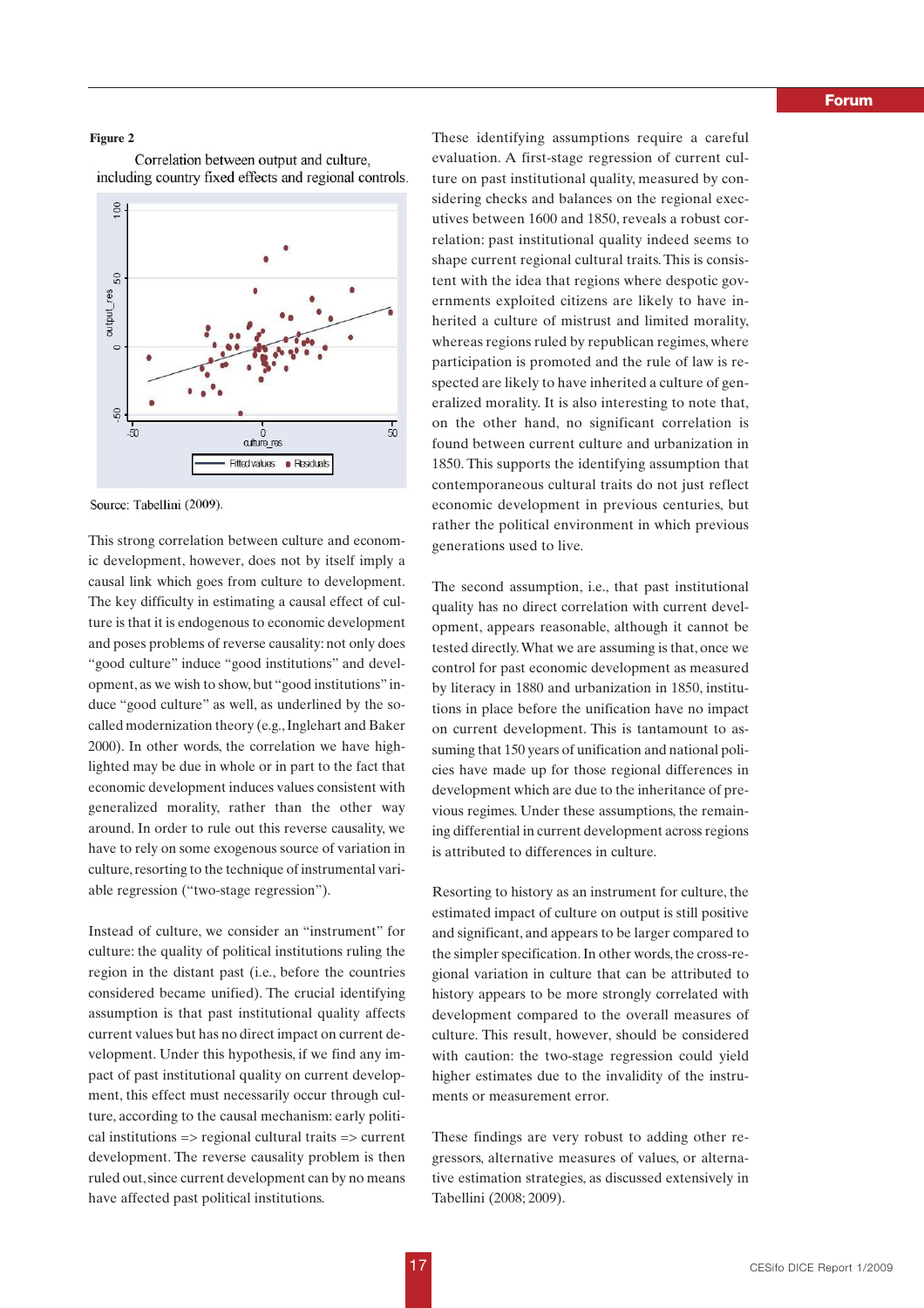**Figure 2**

Correlation between output and culture, including country fixed effects and regional controls.

Source: Tabellini (2009).

This strong correlation between culture and economic development, however, does not by itself imply a causal link which goes from culture to development. The key difficulty in estimating a causal effect of culture is that it is endogenous to economic development and poses problems of reverse causality: not only does "good culture" induce "good institutions" and development, as we wish to show, but "good institutions" induce "good culture" as well, as underlined by the so-called modernization theory (e.g., Inglehart and Baker 2000). In other words, the correlation we have highlighted may be due in whole or in part to the fact that economic development induces values consistent with generalized morality, rather than the other way around. In order to rule out this reverse causality, we have to rely on some exogenous source of variation in culture, resorting to the technique of instrumental variable regression ("two-stage regression").

Instead of culture, we consider an "instrument" for culture: the quality of political institutions ruling the region in the distant past (i.e., before the countries considered became unified). The crucial identifying assumption is that past institutional quality affects current values but has no direct impact on current development. Under this hypothesis, if we find any impact of past institutional quality on current development, this effect must necessarily occur through culture, according to the causal mechanism: early political institutions => regional cultural traits => current development. The reverse causality problem is then ruled out, since current development can by no means have affected past political institutions.

These identifying assumptions require a careful evaluation. A first-stage regression of current culture on past institutional quality, measured by considering checks and balances on the regional executives between 1600 and 1850, reveals a robust correlation: past institutional quality indeed seems to shape current regional cultural traits. This is consistent with the idea that regions where despotic governments exploited citizens are likely to have inherited a culture of mistrust and limited morality, whereas regions ruled by republican regimes, where participation is promoted and the rule of law is respected are likely to have inherited a culture of generalized morality. It is also interesting to note that, on the other hand, no significant correlation is found between current culture and urbanization in 1850. This supports the identifying assumption that contemporaneous cultural traits do not just reflect economic development in previous centuries, but rather the political environment in which previous generations used to live.

The second assumption, i.e., that past institutional quality has no direct correlation with current development, appears reasonable, although it cannot be tested directly. What we are assuming is that, once we control for past economic development as measured by literacy in 1880 and urbanization in 1850, institutions in place before the unification have no impact on current development. This is tantamount to assuming that 150 years of unification and national policies have made up for those regional differences in development which are due to the inheritance of previous regimes. Under these assumptions, the remaining differential in current development across regions is attributed to differences in culture.

Resorting to history as an instrument for culture, the estimated impact of culture on output is still positive and significant, and appears to be larger compared to the simpler specification. In other words, the cross-regional variation in culture that can be attributed to history appears to be more strongly correlated with development compared to the overall measures of culture. This result, however, should be considered with caution: the two-stage regression could yield higher estimates due to the invalidity of the instruments or measurement error.

These findings are very robust to adding other regressors, alternative measures of values, or alternative estimation strategies, as discussed extensively in Tabellini (2008; 2009).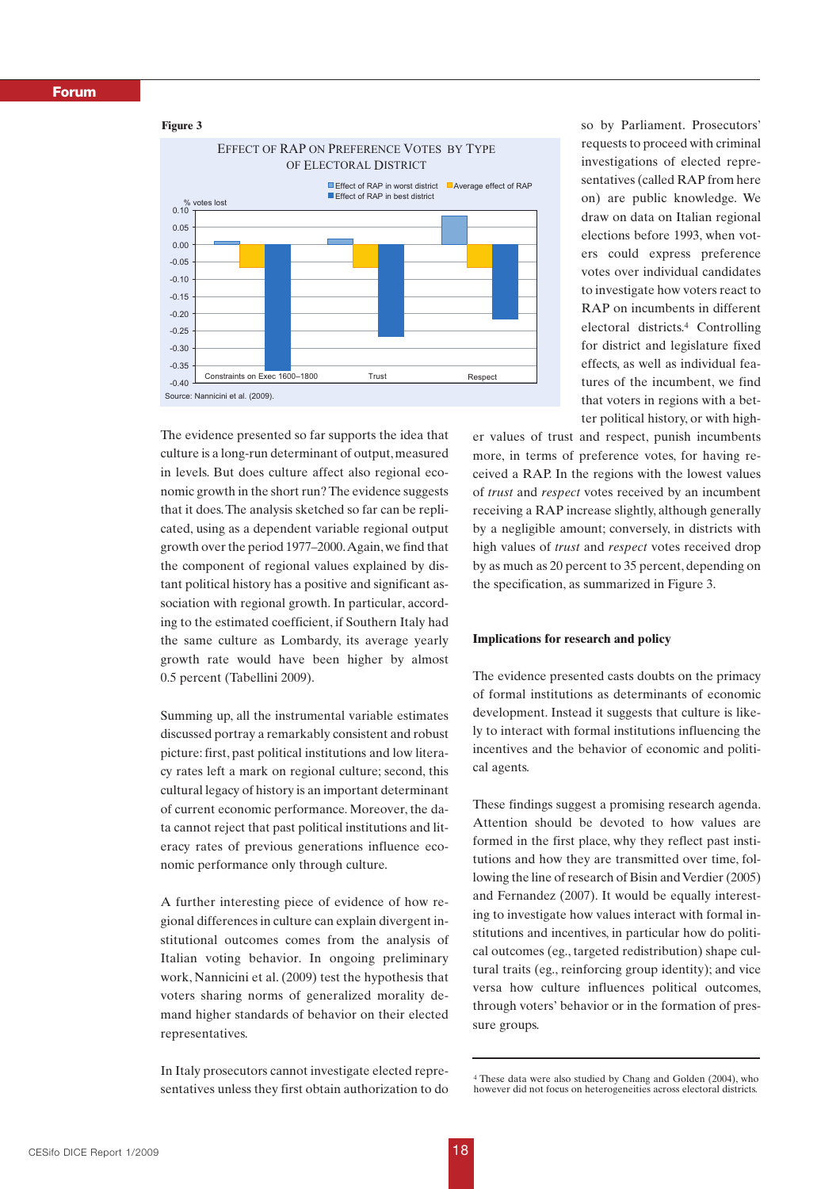**Figure 3**

EFFECT OF RAP ON PREFERENCE VOTES BY TYPE OF ELECTORAL DISTRICT

Source: Nannicini et al. (2009).

so by Parliament. Prosecutors' requests to proceed with criminal investigations of elected representatives (called RAP from here on) are public knowledge. We draw on data on Italian regional elections before 1993, when voters could express preference votes over individual candidates to investigate how voters react to RAP on incumbents in different electoral districts.[4] Controlling for district and legislature fixed effects, as well as individual features of the incumbent, we find that voters in regions with a better political history, or with higher values of trust and respect, punish incumbents more, in terms of preference votes, for having received a RAP. In the regions with the lowest values of *trust* and *respect* votes received by an incumbent receiving a RAP increase slightly, although generally by a negligible amount; conversely, in districts with high values of *trust* and *respect* votes received drop by as much as 20 percent to 35 percent, depending on the specification, as summarized in Figure 3.

The evidence presented so far supports the idea that culture is a long-run determinant of output, measured in levels. But does culture affect also regional economic growth in the short run? The evidence suggests that it does. The analysis sketched so far can be replicated, using as a dependent variable regional output growth over the period 1977–2000. Again, we find that the component of regional values explained by distant political history has a positive and significant association with regional growth. In particular, according to the estimated coefficient, if Southern Italy had the same culture as Lombardy, its average yearly growth rate would have been higher by almost 0.5 percent (Tabellini 2009).

Summing up, all the instrumental variable estimates discussed portray a remarkably consistent and robust picture: first, past political institutions and low literacy rates left a mark on regional culture; second, this cultural legacy of history is an important determinant of current economic performance. Moreover, the data cannot reject that past political institutions and literacy rates of previous generations influence economic performance only through culture.

A further interesting piece of evidence of how regional differences in culture can explain divergent institutional outcomes comes from the analysis of Italian voting behavior. In ongoing preliminary work, Nannicini et al. (2009) test the hypothesis that voters sharing norms of generalized morality demand higher standards of behavior on their elected representatives.

In Italy prosecutors cannot investigate elected representatives unless they first obtain authorization to do so by Parliament.

## Implications for research and policy

The evidence presented casts doubts on the primacy of formal institutions as determinants of economic development. Instead it suggests that culture is likely to interact with formal institutions influencing the incentives and the behavior of economic and political agents.

These findings suggest a promising research agenda. Attention should be devoted to how values are formed in the first place, why they reflect past institutions and how they are transmitted over time, following the line of research of Bisin and Verdier (2005) and Fernandez (2007). It would be equally interesting to investigate how values interact with formal institutions and incentives, in particular how do political outcomes (eg., targeted redistribution) shape cultural traits (eg., reinforcing group identity); and vice versa how culture influences political outcomes, through voters' behavior or in the formation of pressure groups.

[4] These data were also studied by Chang and Golden (2004), who however did not focus on heterogeneities across electoral districts.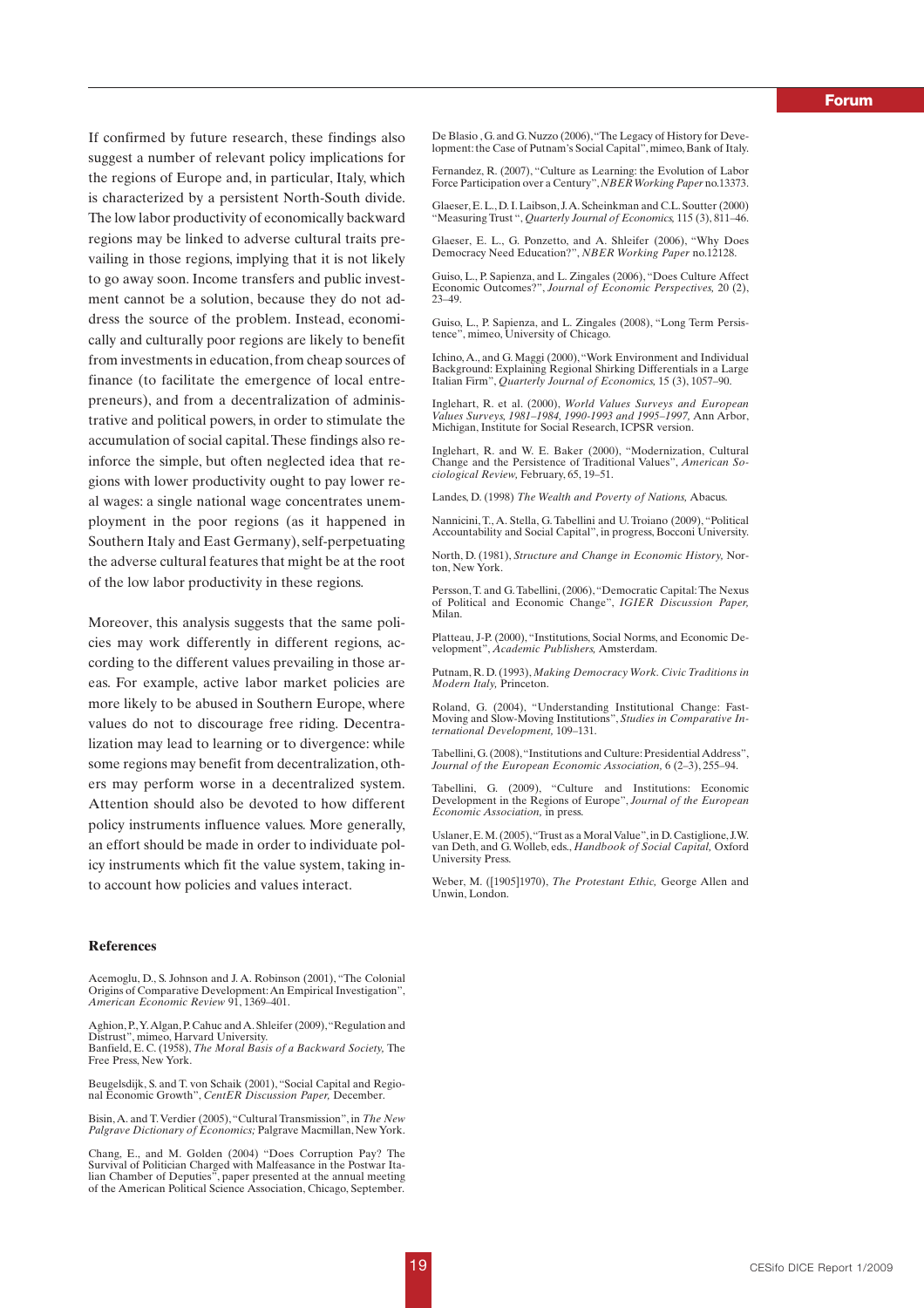If confirmed by future research, these findings also suggest a number of relevant policy implications for the regions of Europe and, in particular, Italy, which is characterized by a persistent North-South divide. The low labor productivity of economically backward regions may be linked to adverse cultural traits prevailing in those regions, implying that it is not likely to go away soon. Income transfers and public investment cannot be a solution, because they do not address the source of the problem. Instead, economically and culturally poor regions are likely to benefit from investments in education, from cheap sources of finance (to facilitate the emergence of local entrepreneurs), and from a decentralization of administrative and political powers, in order to stimulate the accumulation of social capital. These findings also reinforce the simple, but often neglected idea that regions with lower productivity ought to pay lower real wages: a single national wage concentrates unemployment in the poor regions (as it happened in Southern Italy and East Germany), self-perpetuating the adverse cultural features that might be at the root of the low labor productivity in these regions.

Moreover, this analysis suggests that the same policies may work differently in different regions, according to the different values prevailing in those areas. For example, active labor market policies are more likely to be abused in Southern Europe, where values do not to discourage free riding. Decentralization may lead to learning or to divergence: while some regions may benefit from decentralization, others may perform worse in a decentralized system. Attention should also be devoted to how different policy instruments influence values. More generally, an effort should be made in order to individuate policy instruments which fit the value system, taking into account how policies and values interact.

## References

Acemoglu, D., S. Johnson and J. A. Robinson (2001), "The Colonial Origins of Comparative Development: An Empirical Investigation", *American Economic Review* 91, 1369–401.

Aghion, P., Y. Algan, P. Cahuc and A. Shleifer (2009), "Regulation and Distrust", mimeo, Harvard University.

Banfield, E. C. (1958), *The Moral Basis of a Backward Society,* The Free Press, New York.

Beugelsdijk, S. and T. von Schaik (2001), "Social Capital and Regional Economic Growth", *CentER Discussion Paper,* December.

Bisin, A. and T. Verdier (2005), "Cultural Transmission", in *The New Palgrave Dictionary of Economics;* Palgrave Macmillan, New York.

Chang, E., and M. Golden (2004) "Does Corruption Pay? The Survival of Politician Charged with Malfeasance in the Postwar Italian Chamber of Deputies", paper presented at the annual meeting of the American Political Science Association, Chicago, September.

De Blasio , G. and G. Nuzzo (2006), "The Legacy of History for Development: the Case of Putnam's Social Capital", mimeo, Bank of Italy.

Fernandez, R. (2007), "Culture as Learning: the Evolution of Labor Force Participation over a Century", *NBER Working Paper* no.13373.

Glaeser, E. L., D. I. Laibson, J. A. Scheinkman and C.L. Soutter (2000) "Measuring Trust ", *Quarterly Journal of Economics,* 115 (3), 811–46.

Glaeser, E. L., G. Ponzetto, and A. Shleifer (2006), "Why Does Democracy Need Education?", *NBER Working Paper* no.12128.

Guiso, L., P. Sapienza, and L. Zingales (2006), "Does Culture Affect Economic Outcomes?", *Journal of Economic Perspectives,* 20 (2), 23–49.

Guiso, L., P. Sapienza, and L. Zingales (2008), "Long Term Persistence", mimeo, University of Chicago.

Ichino, A., and G. Maggi (2000), "Work Environment and Individual Background: Explaining Regional Shirking Differentials in a Large Italian Firm", *Quarterly Journal of Economics,* 15 (3), 1057–90.

Inglehart, R. et al. (2000), *World Values Surveys and European Values Surveys, 1981–1984, 1990-1993 and 1995–1997,* Ann Arbor, Michigan, Institute for Social Research, ICPSR version.

Inglehart, R. and W. E. Baker (2000), "Modernization, Cultural Change and the Persistence of Traditional Values", *American Sociological Review,* February, 65, 19–51.

Landes, D. (1998) *The Wealth and Poverty of Nations,* Abacus.

Nannicini, T., A. Stella, G. Tabellini and U. Troiano (2009), "Political Accountability and Social Capital", in progress, Bocconi University.

North, D. (1981), *Structure and Change in Economic History,* Norton, New York.

Persson, T. and G. Tabellini, (2006), "Democratic Capital: The Nexus of Political and Economic Change", *IGIER Discussion Paper,* Milan.

Platteau, J-P. (2000), "Institutions, Social Norms, and Economic Development", *Academic Publishers,* Amsterdam.

Putnam, R. D. (1993), *Making Democracy Work. Civic Traditions in Modern Italy,* Princeton.

Roland, G. (2004), "Understanding Institutional Change: Fast-Moving and Slow-Moving Institutions", *Studies in Comparative International Development,* 109–131.

Tabellini, G. (2008), "Institutions and Culture: Presidential Address", *Journal of the European Economic Association,* 6 (2–3), 255–94.

Tabellini, G. (2009), "Culture and Institutions: Economic Development in the Regions of Europe", *Journal of the European Economic Association,* in press.

Uslaner, E. M. (2005), "Trust as a Moral Value", in D. Castiglione, J.W. van Deth, and G. Wolleb, eds., *Handbook of Social Capital,* Oxford University Press.

Weber, M. ([1905]1970), *The Protestant Ethic,* George Allen and Unwin, London.